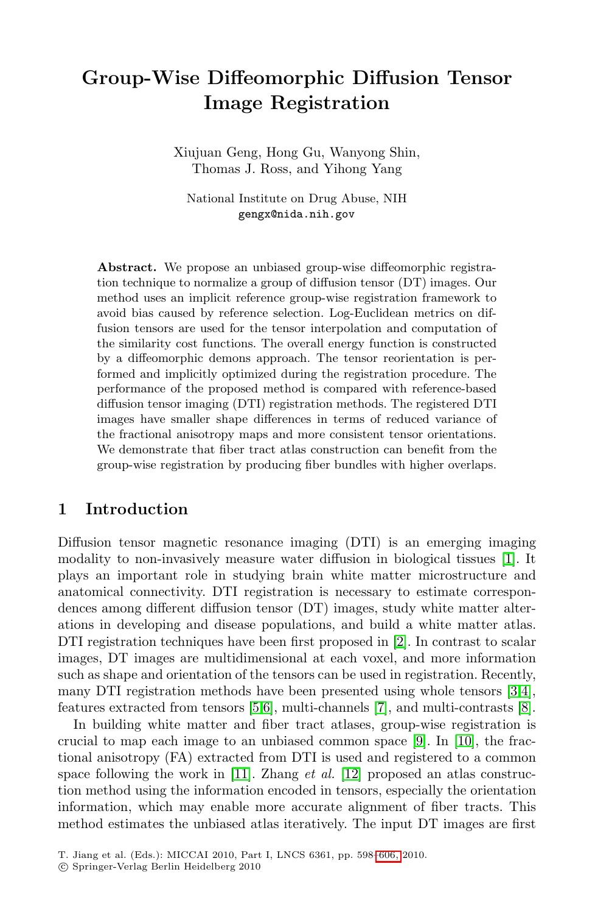# Group-Wise Diffeomorphic Diffusion Tensor Image Registration

Xiujuan Geng, Hong Gu, Wanyong Shin,
Thomas J. Ross, and Yihong Yang

National Institute on Drug Abuse, NIH
gengx@nida.nih.gov

**Abstract.** We propose an unbiased group-wise diffeomorphic registration technique to normalize a group of diffusion tensor (DT) images. Our method uses an implicit reference group-wise registration framework to avoid bias caused by reference selection. Log-Euclidean metrics on diffusion tensors are used for the tensor interpolation and computation of the similarity cost functions. The overall energy function is constructed by a diffeomorphic demons approach. The tensor reorientation is performed and implicitly optimized during the registration procedure. The performance of the proposed method is compared with reference-based diffusion tensor imaging (DTI) registration methods. The registered DTI images have smaller shape differences in terms of reduced variance of the fractional anisotropy maps and more consistent tensor orientations. We demonstrate that fiber tract atlas construction can benefit from the group-wise registration by producing fiber bundles with higher overlaps.

## 1 Introduction

Diffusion tensor magnetic resonance imaging (DTI) is an emerging imaging modality to non-invasively measure water diffusion in biological tissues [1]. It plays an important role in studying brain white matter microstructure and anatomical connectivity. DTI registration is necessary to estimate correspondences among different diffusion tensor (DT) images, study white matter alterations in developing and disease populations, and build a white matter atlas. DTI registration techniques have been first proposed in [2]. In contrast to scalar images, DT images are multidimensional at each voxel, and more information such as shape and orientation of the tensors can be used in registration. Recently, many DTI registration methods have been presented using whole tensors [3,4], features extracted from tensors [5,6], multi-channels [7], and multi-contrasts [8].

In building white matter and fiber tract atlases, group-wise registration is crucial to map each image to an unbiased common space [9]. In [10], the fractional anisotropy (FA) extracted from DTI is used and registered to a common space following the work in [11]. Zhang *et al.* [12] proposed an atlas construction method using the information encoded in tensors, especially the orientation information, which may enable more accurate alignment of fiber tracts. This method estimates the unbiased atlas iteratively. The input DT images are first

T. Jiang et al. (Eds.): MICCAI 2010, Part I, LNCS 6361, pp. 598–606, 2010.
© Springer-Verlag Berlin Heidelberg 2010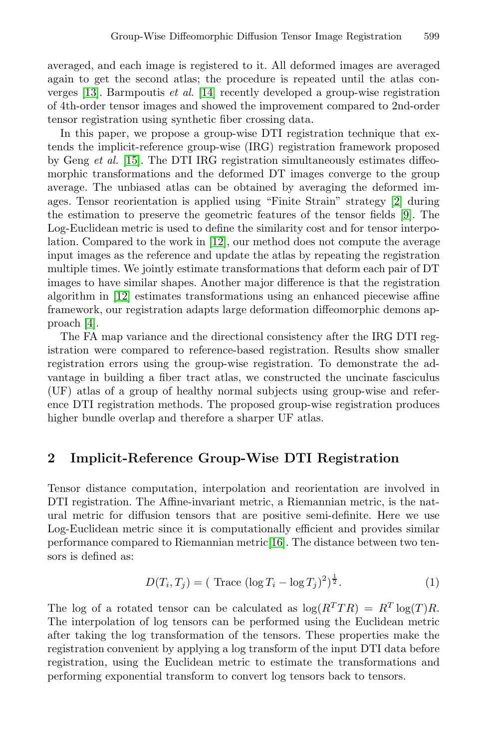averaged, and each image is registered to it. All deformed images are averaged again to get the second atlas; the procedure is repeated until the atlas converges [13]. Barmpoutis *et al.* [14] recently developed a group-wise registration of 4th-order tensor images and showed the improvement compared to 2nd-order tensor registration using synthetic fiber crossing data.

In this paper, we propose a group-wise DTI registration technique that extends the implicit-reference group-wise (IRG) registration framework proposed by Geng *et al.* [15]. The DTI IRG registration simultaneously estimates diffeomorphic transformations and the deformed DT images converge to the group average. The unbiased atlas can be obtained by averaging the deformed images. Tensor reorientation is applied using "Finite Strain" strategy [2] during the estimation to preserve the geometric features of the tensor fields [9]. The Log-Euclidean metric is used to define the similarity cost and for tensor interpolation. Compared to the work in [12], our method does not compute the average input images as the reference and update the atlas by repeating the registration multiple times. We jointly estimate transformations that deform each pair of DT images to have similar shapes. Another major difference is that the registration algorithm in [12] estimates transformations using an enhanced piecewise affine framework, our registration adapts large deformation diffeomorphic demons approach [4].

The FA map variance and the directional consistency after the IRG DTI registration were compared to reference-based registration. Results show smaller registration errors using the group-wise registration. To demonstrate the advantage in building a fiber tract atlas, we constructed the uncinate fasciculus (UF) atlas of a group of healthy normal subjects using group-wise and reference DTI registration methods. The proposed group-wise registration produces higher bundle overlap and therefore a sharper UF atlas.

## 2 Implicit-Reference Group-Wise DTI Registration

Tensor distance computation, interpolation and reorientation are involved in DTI registration. The Affine-invariant metric, a Riemannian metric, is the natural metric for diffusion tensors that are positive semi-definite. Here we use Log-Euclidean metric since it is computationally efficient and provides similar performance compared to Riemannian metric[16]. The distance between two tensors is defined as:

$$D(T_i, T_j) = (\text{ Trace } (\log T_i - \log T_j)^2)^{\frac{1}{2}}. \tag{1}$$

The log of a rotated tensor can be calculated as $\log(R^T T R) = R^T \log(T) R$. The interpolation of log tensors can be performed using the Euclidean metric after taking the log transformation of the tensors. These properties make the registration convenient by applying a log transform of the input DTI data before registration, using the Euclidean metric to estimate the transformations and performing exponential transform to convert log tensors back to tensors.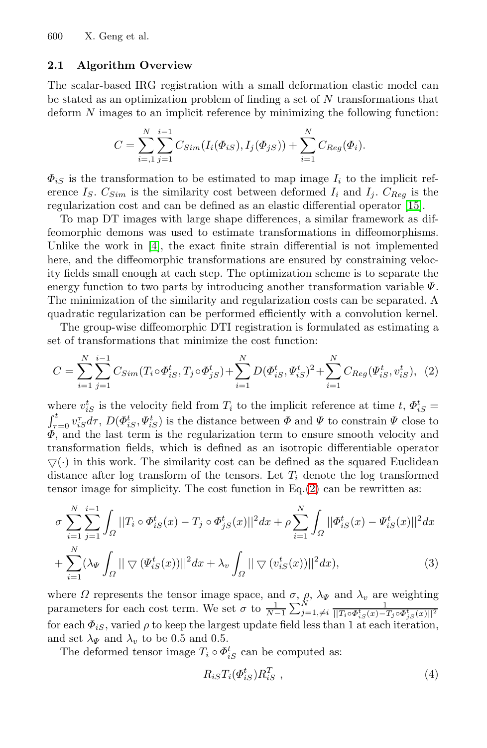### 2.1 Algorithm Overview

The scalar-based IRG registration with a small deformation elastic model can be stated as an optimization problem of finding a set of $N$ transformations that deform $N$ images to an implicit reference by minimizing the following function:

$$C = \sum_{i=,1}^{N} \sum_{j=1}^{i-1} C_{Sim}(I_i(\Phi_{iS}), I_j(\Phi_{jS})) + \sum_{i=1}^{N} C_{Reg}(\Phi_i).$$

$\Phi_{iS}$ is the transformation to be estimated to map image $I_i$ to the implicit reference $I_S$. $C_{Sim}$ is the similarity cost between deformed $I_i$ and $I_j$. $C_{Reg}$ is the regularization cost and can be defined as an elastic differential operator [15].

To map DT images with large shape differences, a similar framework as diffeomorphic demons was used to estimate transformations in diffeomorphisms. Unlike the work in [4], the exact finite strain differential is not implemented here, and the diffeomorphic transformations are ensured by constraining velocity fields small enough at each step. The optimization scheme is to separate the energy function to two parts by introducing another transformation variable $\Psi$. The minimization of the similarity and regularization costs can be separated. A quadratic regularization can be performed efficiently with a convolution kernel.

The group-wise diffeomorphic DTI registration is formulated as estimating a set of transformations that minimize the cost function:

$$C = \sum_{i=1}^{N} \sum_{j=1}^{i-1} C_{Sim}(T_i \circ \Phi_{iS}^t, T_j \circ \Phi_{jS}^t) + \sum_{i=1}^{N} D(\Phi_{iS}^t, \Psi_{iS}^t)^2 + \sum_{i=1}^{N} C_{Reg}(\Psi_{iS}^t, v_{iS}^t), \quad (2)$$

where $v_{iS}^t$ is the velocity field from $T_i$ to the implicit reference at time $t$, $\Phi_{iS}^t = \int_{\tau=0}^{t} v_{iS}^\tau d\tau$, $D(\Phi_{iS}^t, \Psi_{iS}^t)$ is the distance between $\Phi$ and $\Psi$ to constrain $\Psi$ close to $\Phi$, and the last term is the regularization term to ensure smooth velocity and transformation fields, which is defined as an isotropic differentiable operator $\bigtriangledown(\cdot)$ in this work. The similarity cost can be defined as the squared Euclidean distance after log transform of the tensors. Let $T_i$ denote the log transformed tensor image for simplicity. The cost function in Eq.(2) can be rewritten as:

$$\sigma \sum_{i=1}^{N} \sum_{j=1}^{i-1} \int_{\Omega} ||T_i \circ \Phi_{iS}^t(x) - T_j \circ \Phi_{jS}^t(x)||^2 dx + \rho \sum_{i=1}^{N} \int_{\Omega} ||\Phi_{iS}^t(x) - \Psi_{iS}^t(x)||^2 dx$$
$$+ \sum_{i=1}^{N} (\lambda_\Psi \int_{\Omega} || \bigtriangledown (\Psi_{iS}^t(x))||^2 dx + \lambda_v \int_{\Omega} || \bigtriangledown (v_{iS}^t(x))||^2 dx), \quad (3)$$

where $\Omega$ represents the tensor image space, and $\sigma$, $\rho$, $\lambda_\Psi$ and $\lambda_v$ are weighting parameters for each cost term. We set $\sigma$ to $\frac{1}{N-1} \sum_{j=1,\neq i}^{N} \frac{1}{||T_i \circ \Phi_{iS}^t(x) - T_j \circ \Phi_{jS}^t(x)||^2}$ for each $\Phi_{iS}$, varied $\rho$ to keep the largest update field less than 1 at each iteration, and set $\lambda_\Psi$ and $\lambda_v$ to be 0.5 and 0.5.

The deformed tensor image $T_i \circ \Phi_{iS}^t$ can be computed as:

$$R_{iS} T_i(\Phi_{iS}^t) R_{iS}^T \ , \quad (4)$$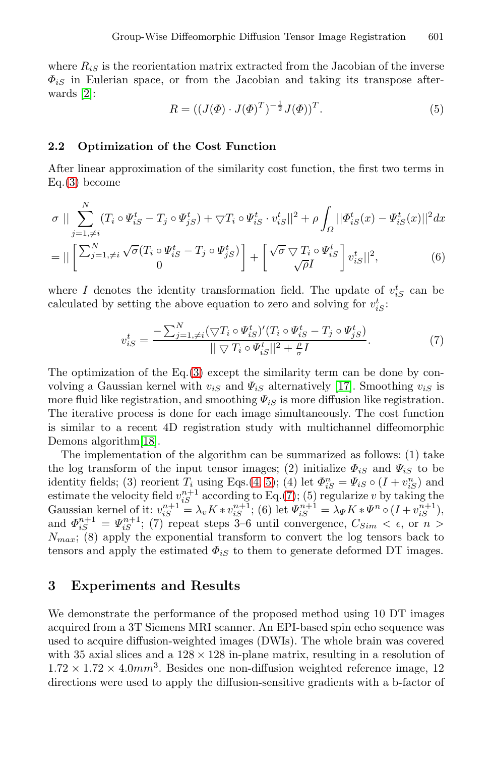where $R_{iS}$ is the reorientation matrix extracted from the Jacobian of the inverse $\Phi_{iS}$ in Eulerian space, or from the Jacobian and taking its transpose afterwards [2]:

$$R = ((J(\Phi) \cdot J(\Phi)^T)^{-\frac{1}{2}} J(\Phi))^T. \tag{5}$$

### 2.2 Optimization of the Cost Function

After linear approximation of the similarity cost function, the first two terms in Eq.(3) become

$$\begin{aligned}
&\sigma \; || \sum_{j=1,\neq i}^{N} (T_i \circ \Psi_{iS}^t - T_j \circ \Psi_{jS}^t) + \bigtriangledown T_i \circ \Psi_{iS}^t \cdot v_{iS}^t ||^2 + \rho \int_{\Omega} ||\Phi_{iS}^t(x) - \Psi_{iS}^t(x)||^2 dx \\
&= || \begin{bmatrix} \sum_{j=1,\neq i}^{N} \sqrt{\sigma}(T_i \circ \Psi_{iS}^t - T_j \circ \Psi_{jS}^t) \\ 0 \end{bmatrix} + \begin{bmatrix} \sqrt{\sigma} \bigtriangledown T_i \circ \Psi_{iS}^t \\ \sqrt{\rho} I \end{bmatrix} v_{iS}^t ||^2,
\end{aligned} \tag{6}$$

where $I$ denotes the identity transformation field. The update of $v_{iS}^t$ can be calculated by setting the above equation to zero and solving for $v_{iS}^t$:

$$v_{iS}^t = \frac{-\sum_{j=1,\neq i}^{N} (\bigtriangledown T_i \circ \Psi_{iS}^t)' (T_i \circ \Psi_{iS}^t - T_j \circ \Psi_{jS}^t)}{|| \bigtriangledown T_i \circ \Psi_{iS}^t ||^2 + \frac{\rho}{\sigma} I}. \tag{7}$$

The optimization of the Eq.(3) except the similarity term can be done by convolving a Gaussian kernel with $v_{iS}$ and $\Psi_{iS}$ alternatively [17]. Smoothing $v_{iS}$ is more fluid like registration, and smoothing $\Psi_{iS}$ is more diffusion like registration. The iterative process is done for each image simultaneously. The cost function is similar to a recent 4D registration study with multichannel diffeomorphic Demons algorithm[18].

The implementation of the algorithm can be summarized as follows: (1) take the log transform of the input tensor images; (2) initialize $\Phi_{iS}$ and $\Psi_{iS}$ to be identity fields; (3) reorient $T_i$ using Eqs.(4, 5); (4) let $\Phi_{iS}^n = \Psi_{iS} \circ (I + v_{iS}^n)$ and estimate the velocity field $v_{iS}^{n+1}$ according to Eq.(7); (5) regularize $v$ by taking the Gaussian kernel of it: $v_{iS}^{n+1} = \lambda_v K * v_{iS}^{n+1}$; (6) let $\Psi_{iS}^{n+1} = \lambda_\Psi K * \Psi^n \circ (I + v_{iS}^{n+1})$, and $\Phi_{iS}^{n+1} = \Psi_{iS}^{n+1}$; (7) repeat steps 3–6 until convergence, $C_{Sim} < \epsilon$, or $n > N_{max}$; (8) apply the exponential transform to convert the log tensors back to tensors and apply the estimated $\Phi_{iS}$ to them to generate deformed DT images.

## 3 Experiments and Results

We demonstrate the performance of the proposed method using 10 DT images acquired from a 3T Siemens MRI scanner. An EPI-based spin echo sequence was used to acquire diffusion-weighted images (DWIs). The whole brain was covered with 35 axial slices and a $128 \times 128$ in-plane matrix, resulting in a resolution of $1.72 \times 1.72 \times 4.0 mm^3$. Besides one non-diffusion weighted reference image, 12 directions were used to apply the diffusion-sensitive gradients with a b-factor of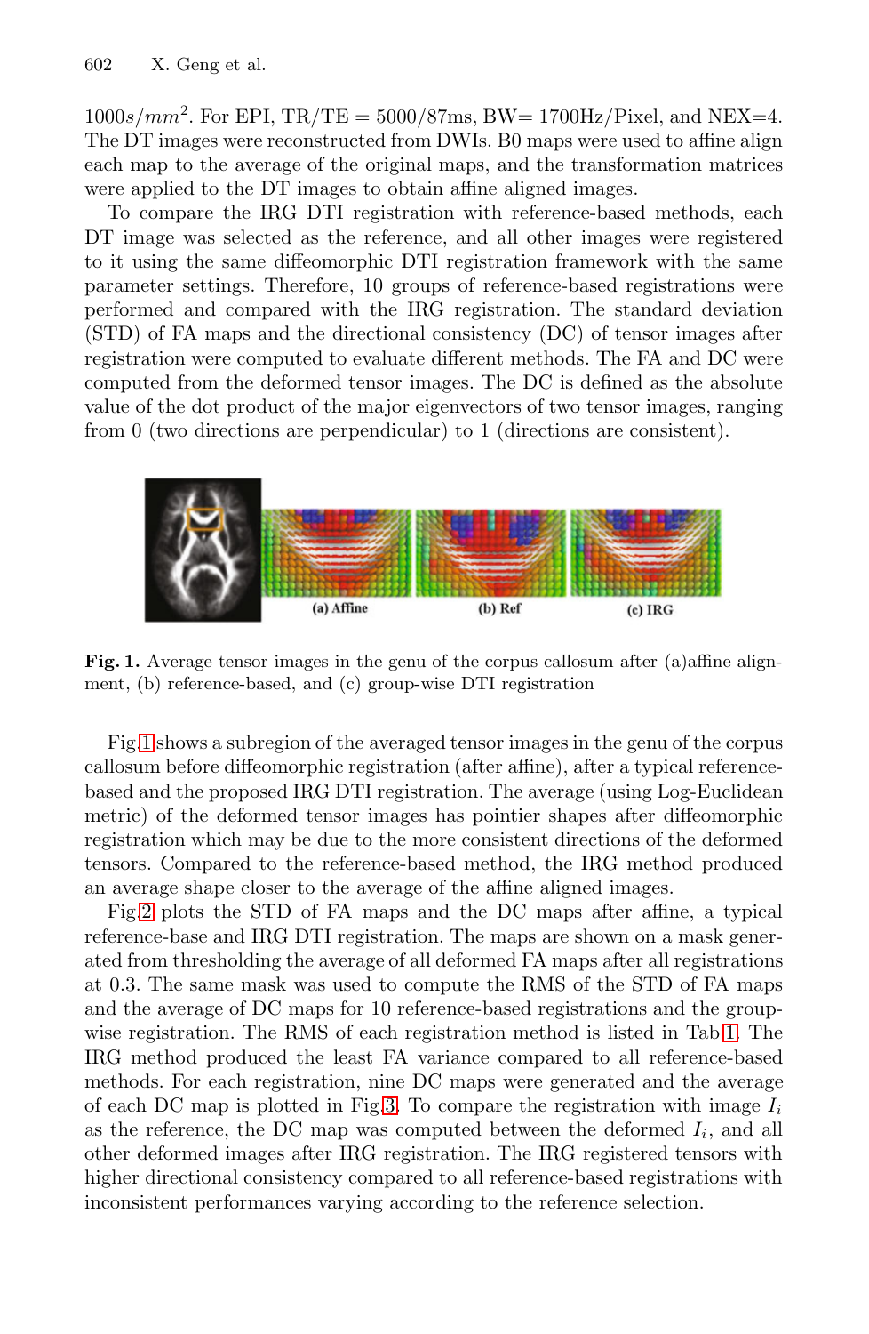$1000s/mm^2$. For EPI, TR/TE = 5000/87ms, BW= 1700Hz/Pixel, and NEX=4. The DT images were reconstructed from DWIs. B0 maps were used to affine align each map to the average of the original maps, and the transformation matrices were applied to the DT images to obtain affine aligned images.

To compare the IRG DTI registration with reference-based methods, each DT image was selected as the reference, and all other images were registered to it using the same diffeomorphic DTI registration framework with the same parameter settings. Therefore, 10 groups of reference-based registrations were performed and compared with the IRG registration. The standard deviation (STD) of FA maps and the directional consistency (DC) of tensor images after registration were computed to evaluate different methods. The FA and DC were computed from the deformed tensor images. The DC is defined as the absolute value of the dot product of the major eigenvectors of two tensor images, ranging from 0 (two directions are perpendicular) to 1 (directions are consistent).

**Fig. 1.** Average tensor images in the genu of the corpus callosum after (a)affine alignment, (b) reference-based, and (c) group-wise DTI registration

Fig 1 shows a subregion of the averaged tensor images in the genu of the corpus callosum before diffeomorphic registration (after affine), after a typical reference-based and the proposed IRG DTI registration. The average (using Log-Euclidean metric) of the deformed tensor images has pointier shapes after diffeomorphic registration which may be due to the more consistent directions of the deformed tensors. Compared to the reference-based method, the IRG method produced an average shape closer to the average of the affine aligned images.

Fig 2 plots the STD of FA maps and the DC maps after affine, a typical reference-base and IRG DTI registration. The maps are shown on a mask generated from thresholding the average of all deformed FA maps after all registrations at 0.3. The same mask was used to compute the RMS of the STD of FA maps and the average of DC maps for 10 reference-based registrations and the group-wise registration. The RMS of each registration method is listed in Tab 1. The IRG method produced the least FA variance compared to all reference-based methods. For each registration, nine DC maps were generated and the average of each DC map is plotted in Fig 3. To compare the registration with image $I_i$ as the reference, the DC map was computed between the deformed $I_i$, and all other deformed images after IRG registration. The IRG registered tensors with higher directional consistency compared to all reference-based registrations with inconsistent performances varying according to the reference selection.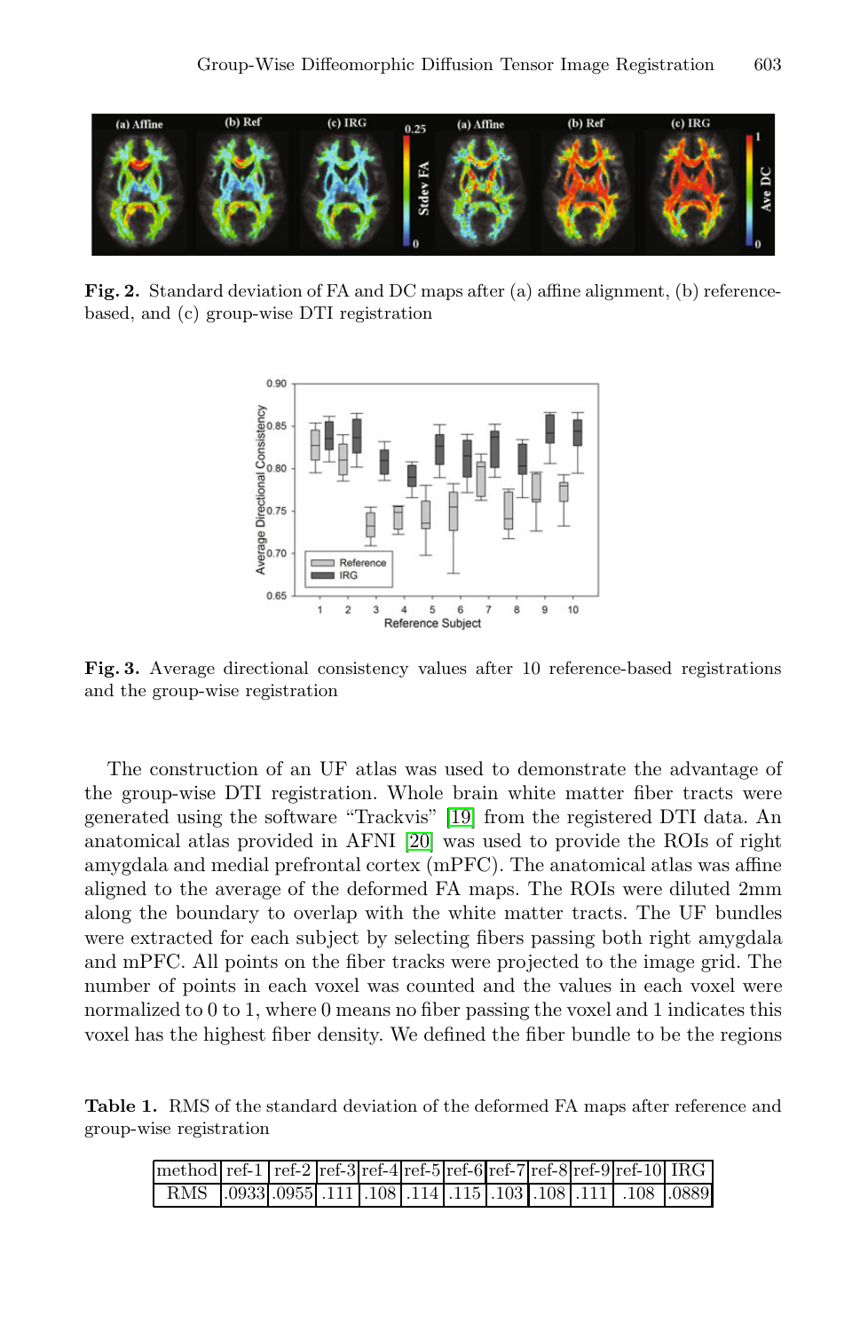**Fig. 2.** Standard deviation of FA and DC maps after (a) affine alignment, (b) reference-based, and (c) group-wise DTI registration

**Fig. 3.** Average directional consistency values after 10 reference-based registrations and the group-wise registration

The construction of an UF atlas was used to demonstrate the advantage of the group-wise DTI registration. Whole brain white matter fiber tracts were generated using the software "Trackvis" [19] from the registered DTI data. An anatomical atlas provided in AFNI [20] was used to provide the ROIs of right amygdala and medial prefrontal cortex (mPFC). The anatomical atlas was affine aligned to the average of the deformed FA maps. The ROIs were diluted 2mm along the boundary to overlap with the white matter tracts. The UF bundles were extracted for each subject by selecting fibers passing both right amygdala and mPFC. All points on the fiber tracks were projected to the image grid. The number of points in each voxel was counted and the values in each voxel were normalized to 0 to 1, where 0 means no fiber passing the voxel and 1 indicates this voxel has the highest fiber density. We defined the fiber bundle to be the regions

**Table 1.** RMS of the standard deviation of the deformed FA maps after reference and group-wise registration

| method | ref-1 | ref-2 | ref-3 | ref-4 | ref-5 | ref-6 | ref-7 | ref-8 | ref-9 | ref-10 | IRG |
|---|---|---|---|---|---|---|---|---|---|---|---|
| RMS | .0933 | .0955 | .111 | .108 | .114 | .115 | .103 | .108 | .111 | .108 | .0889 |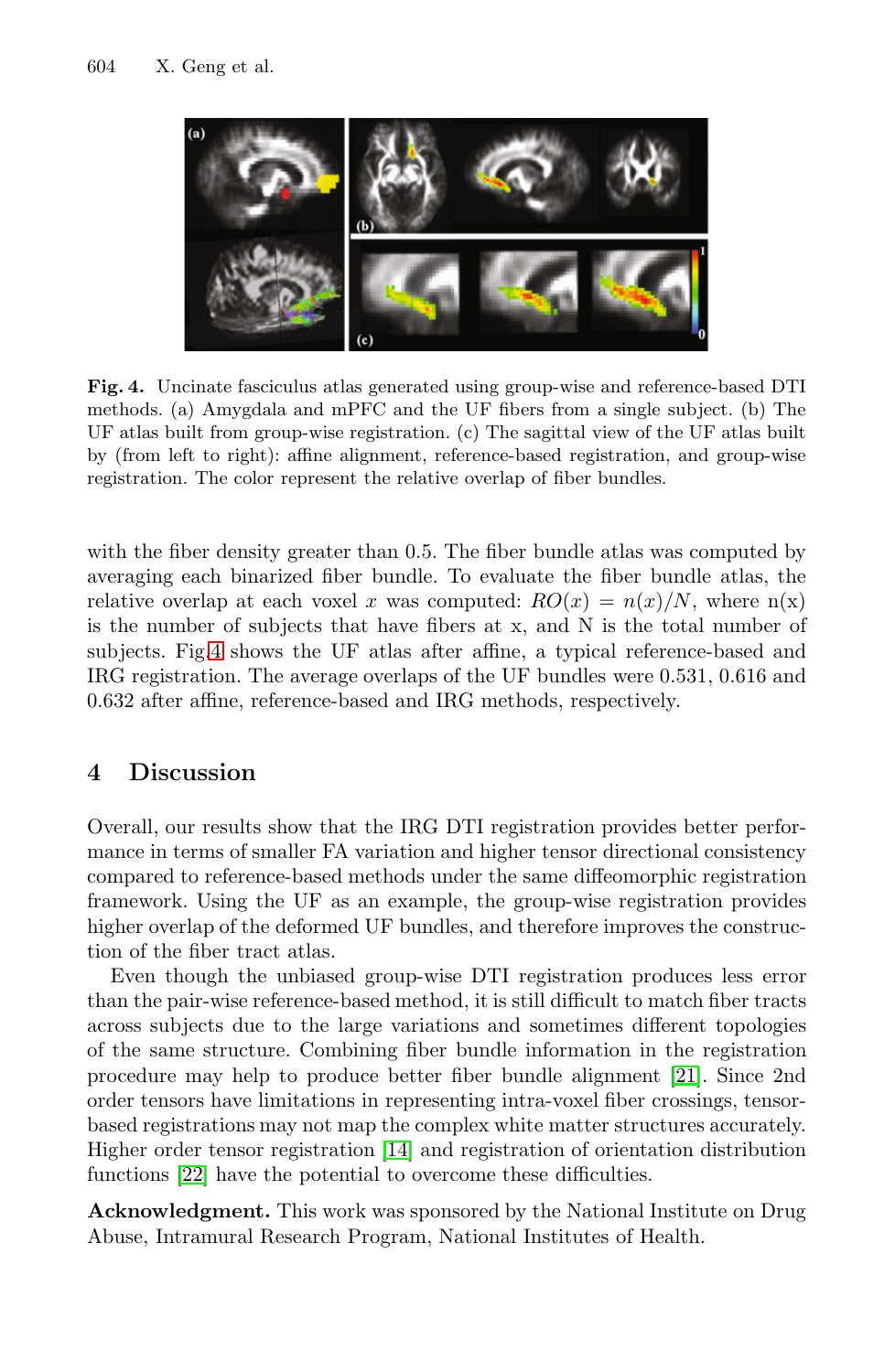**Fig. 4.** Uncinate fasciculus atlas generated using group-wise and reference-based DTI methods. (a) Amygdala and mPFC and the UF fibers from a single subject. (b) The UF atlas built from group-wise registration. (c) The sagittal view of the UF atlas built by (from left to right): affine alignment, reference-based registration, and group-wise registration. The color represent the relative overlap of fiber bundles.

with the fiber density greater than 0.5. The fiber bundle atlas was computed by averaging each binarized fiber bundle. To evaluate the fiber bundle atlas, the relative overlap at each voxel $x$ was computed: $RO(x) = n(x)/N$, where n(x) is the number of subjects that have fibers at x, and N is the total number of subjects. Fig.4 shows the UF atlas after affine, a typical reference-based and IRG registration. The average overlaps of the UF bundles were 0.531, 0.616 and 0.632 after affine, reference-based and IRG methods, respectively.

## 4 Discussion

Overall, our results show that the IRG DTI registration provides better performance in terms of smaller FA variation and higher tensor directional consistency compared to reference-based methods under the same diffeomorphic registration framework. Using the UF as an example, the group-wise registration provides higher overlap of the deformed UF bundles, and therefore improves the construction of the fiber tract atlas.

Even though the unbiased group-wise DTI registration produces less error than the pair-wise reference-based method, it is still difficult to match fiber tracts across subjects due to the large variations and sometimes different topologies of the same structure. Combining fiber bundle information in the registration procedure may help to produce better fiber bundle alignment [21]. Since 2nd order tensors have limitations in representing intra-voxel fiber crossings, tensor-based registrations may not map the complex white matter structures accurately. Higher order tensor registration [14] and registration of orientation distribution functions [22] have the potential to overcome these difficulties.

**Acknowledgment.** This work was sponsored by the National Institute on Drug Abuse, Intramural Research Program, National Institutes of Health.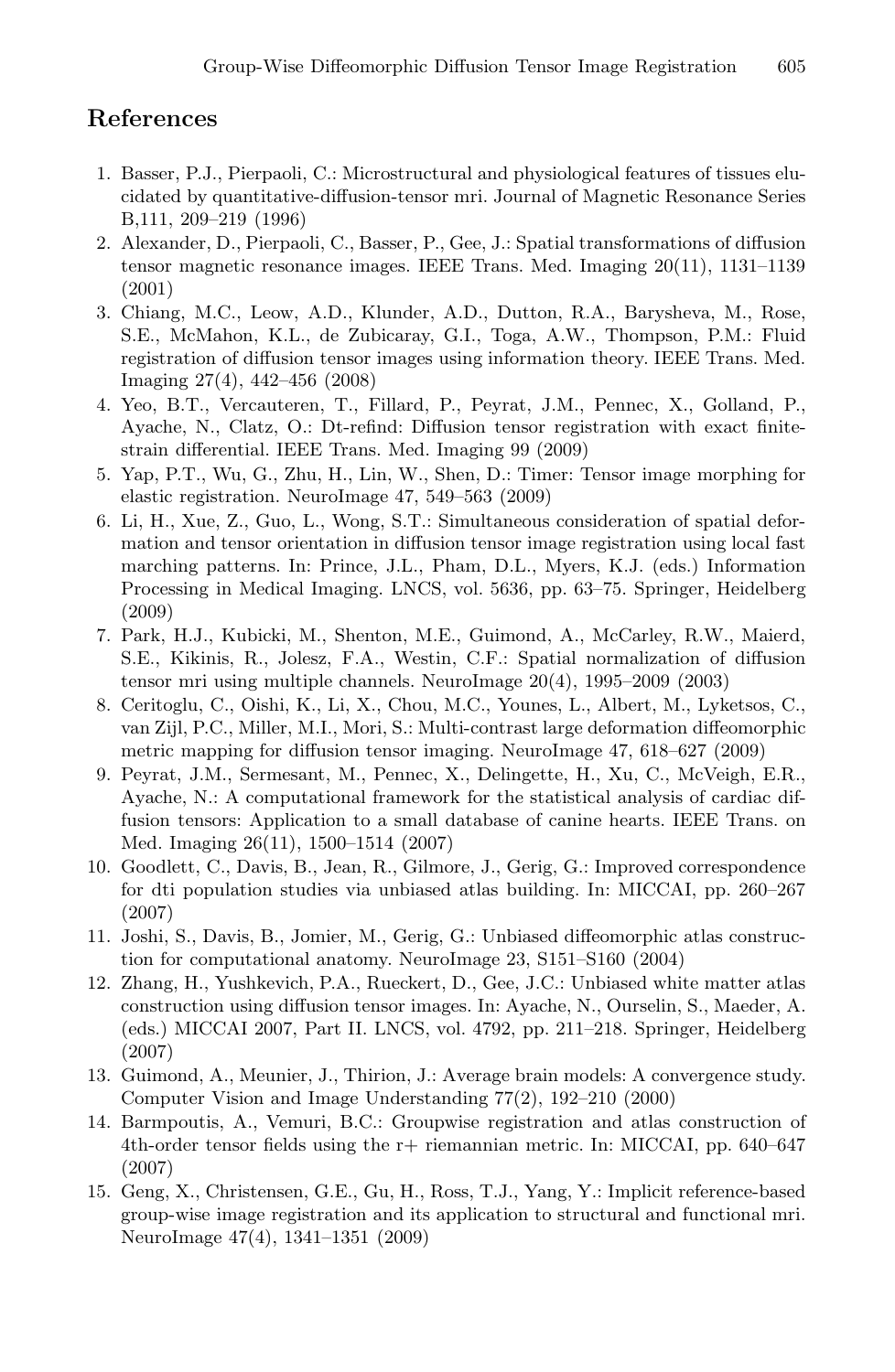## References

1. Basser, P.J., Pierpaoli, C.: Microstructural and physiological features of tissues elucidated by quantitative-diffusion-tensor mri. Journal of Magnetic Resonance Series B,111, 209–219 (1996)
2. Alexander, D., Pierpaoli, C., Basser, P., Gee, J.: Spatial transformations of diffusion tensor magnetic resonance images. IEEE Trans. Med. Imaging 20(11), 1131–1139 (2001)
3. Chiang, M.C., Leow, A.D., Klunder, A.D., Dutton, R.A., Barysheva, M., Rose, S.E., McMahon, K.L., de Zubicaray, G.I., Toga, A.W., Thompson, P.M.: Fluid registration of diffusion tensor images using information theory. IEEE Trans. Med. Imaging 27(4), 442–456 (2008)
4. Yeo, B.T., Vercauteren, T., Fillard, P., Peyrat, J.M., Pennec, X., Golland, P., Ayache, N., Clatz, O.: Dt-refind: Diffusion tensor registration with exact finite-strain differential. IEEE Trans. Med. Imaging 99 (2009)
5. Yap, P.T., Wu, G., Zhu, H., Lin, W., Shen, D.: Timer: Tensor image morphing for elastic registration. NeuroImage 47, 549–563 (2009)
6. Li, H., Xue, Z., Guo, L., Wong, S.T.: Simultaneous consideration of spatial deformation and tensor orientation in diffusion tensor image registration using local fast marching patterns. In: Prince, J.L., Pham, D.L., Myers, K.J. (eds.) Information Processing in Medical Imaging. LNCS, vol. 5636, pp. 63–75. Springer, Heidelberg (2009)
7. Park, H.J., Kubicki, M., Shenton, M.E., Guimond, A., McCarley, R.W., Maierd, S.E., Kikinis, R., Jolesz, F.A., Westin, C.F.: Spatial normalization of diffusion tensor mri using multiple channels. NeuroImage 20(4), 1995–2009 (2003)
8. Ceritoglu, C., Oishi, K., Li, X., Chou, M.C., Younes, L., Albert, M., Lyketsos, C., van Zijl, P.C., Miller, M.I., Mori, S.: Multi-contrast large deformation diffeomorphic metric mapping for diffusion tensor imaging. NeuroImage 47, 618–627 (2009)
9. Peyrat, J.M., Sermesant, M., Pennec, X., Delingette, H., Xu, C., McVeigh, E.R., Ayache, N.: A computational framework for the statistical analysis of cardiac diffusion tensors: Application to a small database of canine hearts. IEEE Trans. on Med. Imaging 26(11), 1500–1514 (2007)
10. Goodlett, C., Davis, B., Jean, R., Gilmore, J., Gerig, G.: Improved correspondence for dti population studies via unbiased atlas building. In: MICCAI, pp. 260–267 (2007)
11. Joshi, S., Davis, B., Jomier, M., Gerig, G.: Unbiased diffeomorphic atlas construction for computational anatomy. NeuroImage 23, S151–S160 (2004)
12. Zhang, H., Yushkevich, P.A., Rueckert, D., Gee, J.C.: Unbiased white matter atlas construction using diffusion tensor images. In: Ayache, N., Ourselin, S., Maeder, A. (eds.) MICCAI 2007, Part II. LNCS, vol. 4792, pp. 211–218. Springer, Heidelberg (2007)
13. Guimond, A., Meunier, J., Thirion, J.: Average brain models: A convergence study. Computer Vision and Image Understanding 77(2), 192–210 (2000)
14. Barmpoutis, A., Vemuri, B.C.: Groupwise registration and atlas construction of 4th-order tensor fields using the r+ riemannian metric. In: MICCAI, pp. 640–647 (2007)
15. Geng, X., Christensen, G.E., Gu, H., Ross, T.J., Yang, Y.: Implicit reference-based group-wise image registration and its application to structural and functional mri. NeuroImage 47(4), 1341–1351 (2009)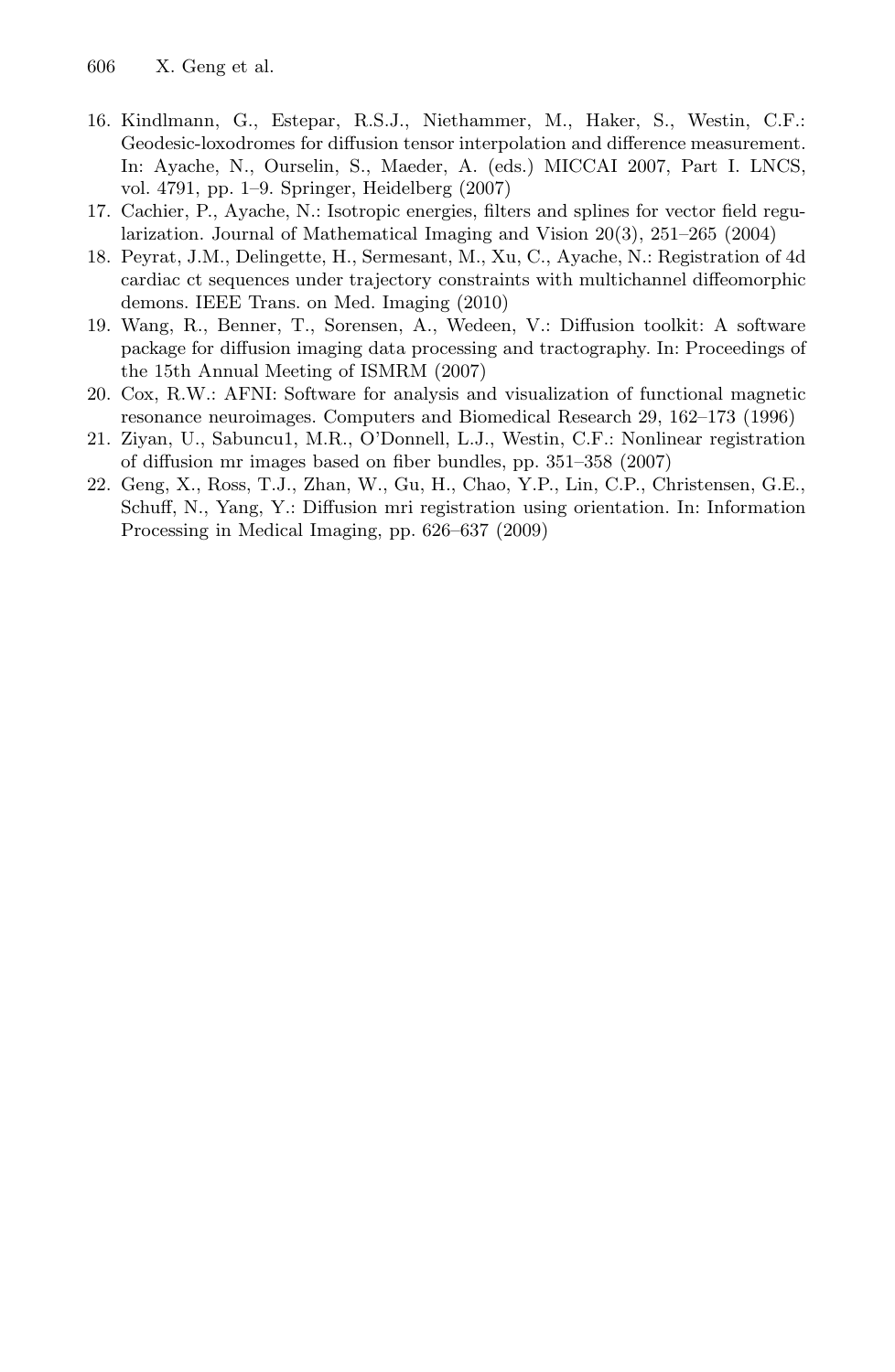16. Kindlmann, G., Estepar, R.S.J., Niethammer, M., Haker, S., Westin, C.F.: Geodesic-loxodromes for diffusion tensor interpolation and difference measurement. In: Ayache, N., Ourselin, S., Maeder, A. (eds.) MICCAI 2007, Part I. LNCS, vol. 4791, pp. 1–9. Springer, Heidelberg (2007)
17. Cachier, P., Ayache, N.: Isotropic energies, filters and splines for vector field regularization. Journal of Mathematical Imaging and Vision 20(3), 251–265 (2004)
18. Peyrat, J.M., Delingette, H., Sermesant, M., Xu, C., Ayache, N.: Registration of 4d cardiac ct sequences under trajectory constraints with multichannel diffeomorphic demons. IEEE Trans. on Med. Imaging (2010)
19. Wang, R., Benner, T., Sorensen, A., Wedeen, V.: Diffusion toolkit: A software package for diffusion imaging data processing and tractography. In: Proceedings of the 15th Annual Meeting of ISMRM (2007)
20. Cox, R.W.: AFNI: Software for analysis and visualization of functional magnetic resonance neuroimages. Computers and Biomedical Research 29, 162–173 (1996)
21. Ziyan, U., Sabuncu1, M.R., O'Donnell, L.J., Westin, C.F.: Nonlinear registration of diffusion mr images based on fiber bundles, pp. 351–358 (2007)
22. Geng, X., Ross, T.J., Zhan, W., Gu, H., Chao, Y.P., Lin, C.P., Christensen, G.E., Schuff, N., Yang, Y.: Diffusion mri registration using orientation. In: Information Processing in Medical Imaging, pp. 626–637 (2009)